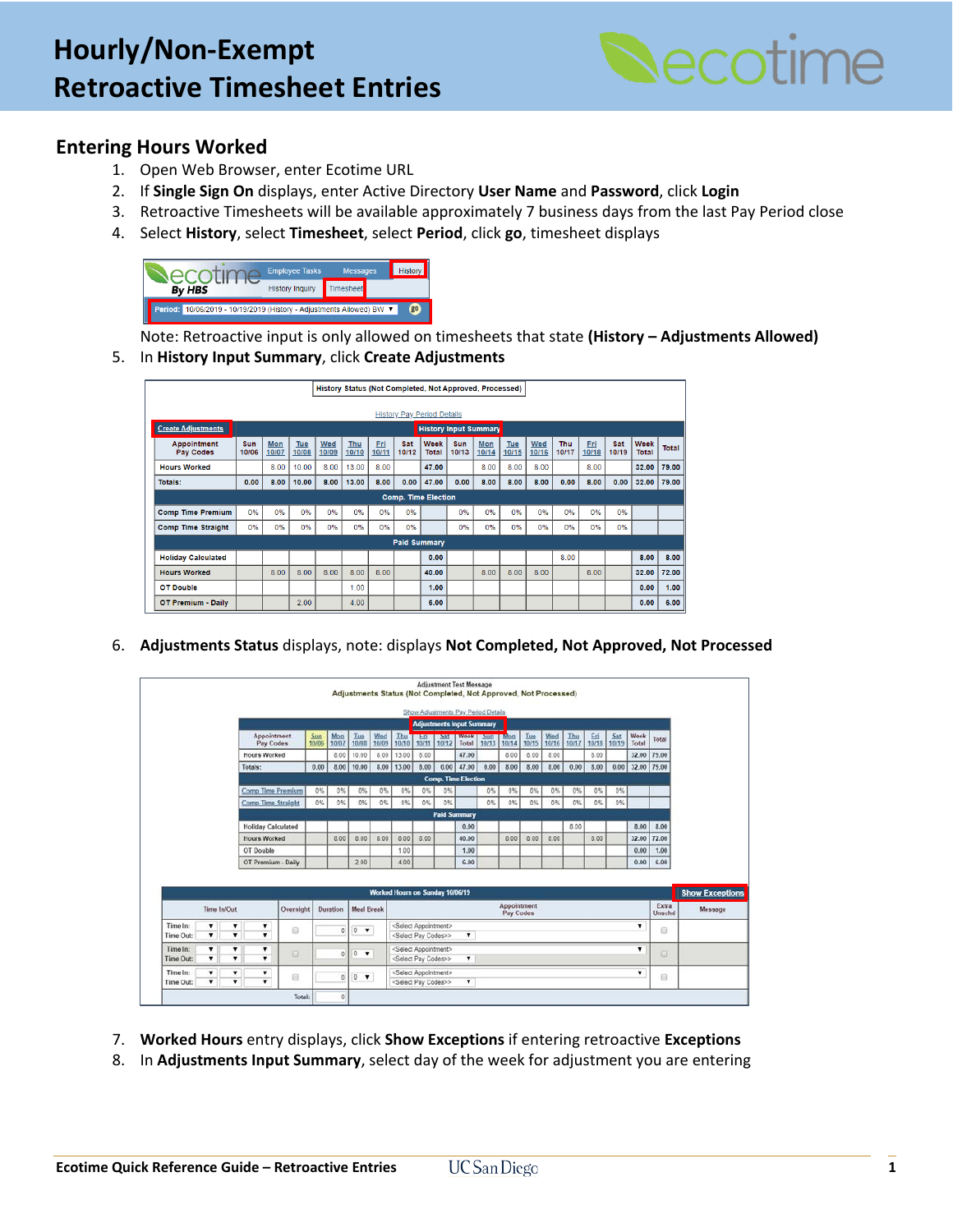# Hourly/Non-Exempt Retroactive Timesheet Entries

## Entering Hours Worked

1. Open Web Browser, enter Ecotime URL
2. If **Single Sign On** displays, enter Active Directory **User Name** and **Password**, click **Login**
3. Retroactive Timesheets will be available approximately 7 business days from the last Pay Period close
4. Select **History**, select **Timesheet**, select **Period**, click **go**, timesheet displays

   Note: Retroactive input is only allowed on timesheets that state **(History – Adjustments Allowed)**
5. In **History Input Summary**, click **Create Adjustments**
6. **Adjustments Status** displays, note: displays **Not Completed, Not Approved, Not Processed**
7. **Worked Hours** entry displays, click **Show Exceptions** if entering retroactive **Exceptions**
8. In **Adjustments Input Summary**, select day of the week for adjustment you are entering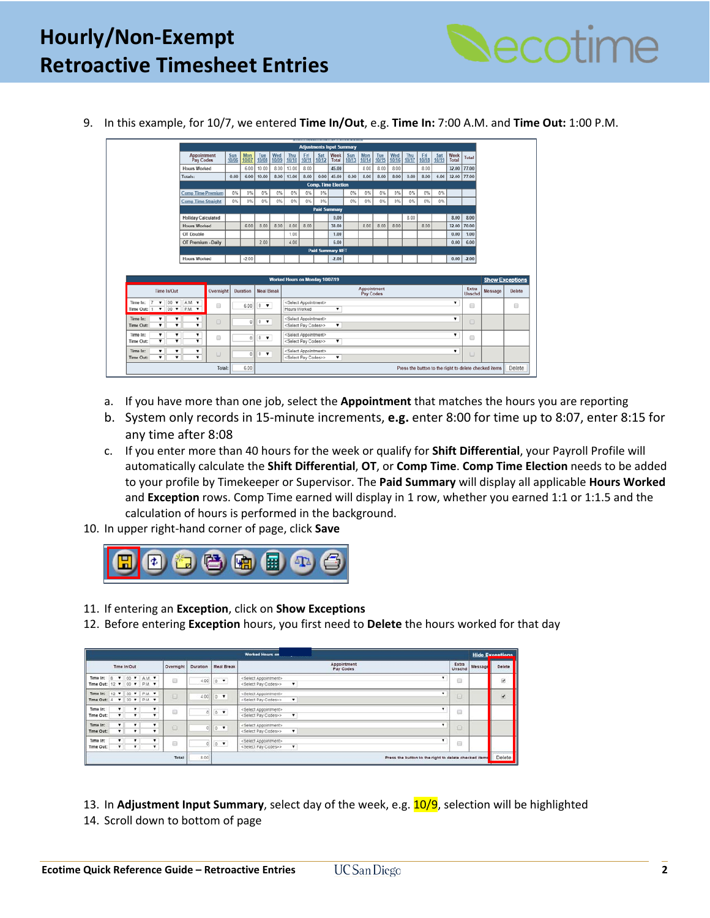9. In this example, for 10/7, we entered **Time In/Out**, e.g. **Time In:** 7:00 A.M. and **Time Out:** 1:00 P.M.

   a. If you have more than one job, select the **Appointment** that matches the hours you are reporting
   b. System only records in 15-minute increments, **e.g.** enter 8:00 for time up to 8:07, enter 8:15 for any time after 8:08
   c. If you enter more than 40 hours for the week or qualify for **Shift Differential**, your Payroll Profile will automatically calculate the **Shift Differential**, **OT**, or **Comp Time**. **Comp Time Election** needs to be added to your profile by Timekeeper or Supervisor. The **Paid Summary** will display all applicable **Hours Worked** and **Exception** rows. Comp Time earned will display in 1 row, whether you earned 1:1 or 1:1.5 and the calculation of hours is performed in the background.

10. In upper right-hand corner of page, click **Save**

11. If entering an **Exception**, click on **Show Exceptions**
12. Before entering **Exception** hours, you first need to **Delete** the hours worked for that day

13. In **Adjustment Input Summary**, select day of the week, e.g. 10/9, selection will be highlighted
14. Scroll down to bottom of page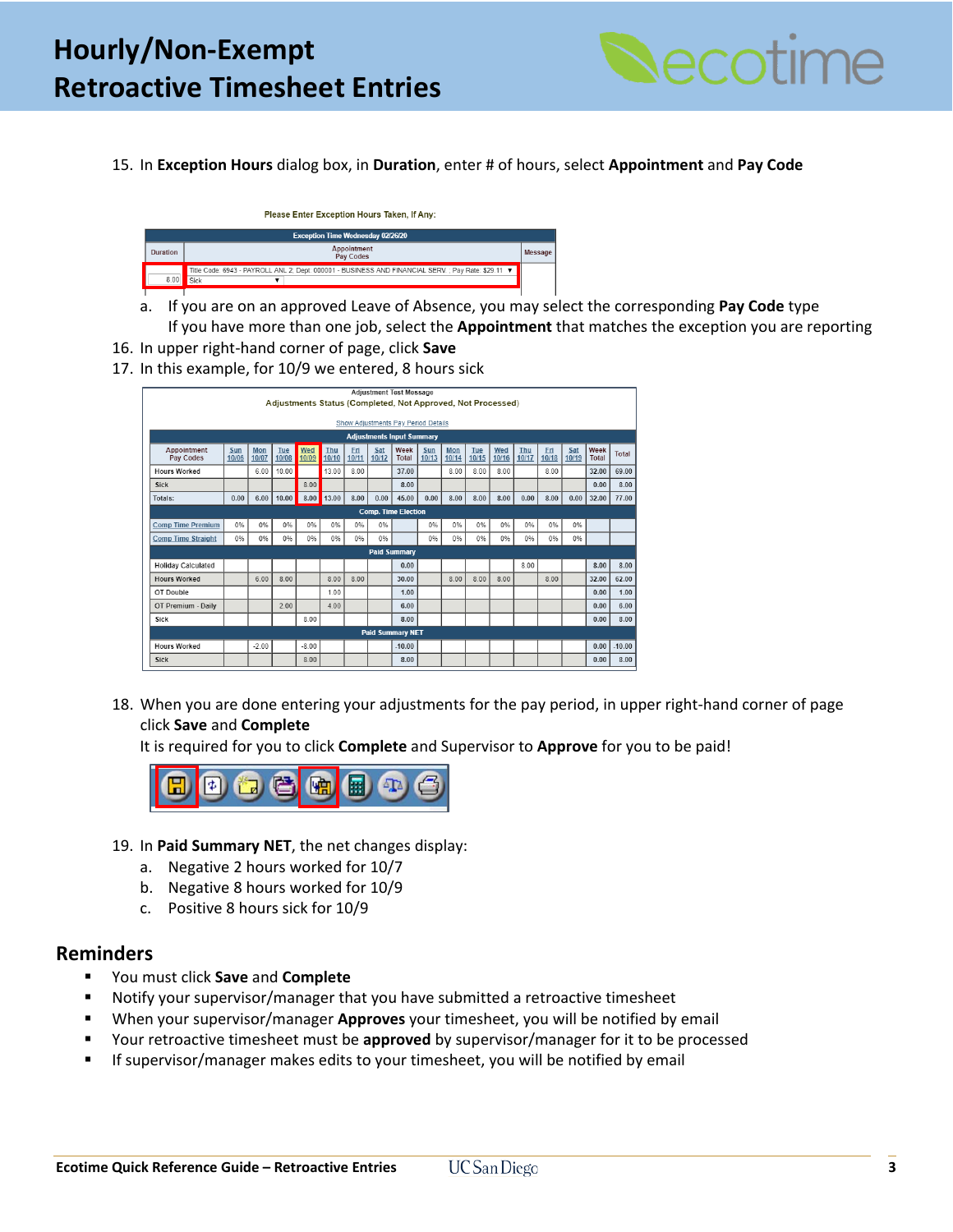15. In **Exception Hours** dialog box, in **Duration**, enter # of hours, select **Appointment** and **Pay Code**

Please Enter Exception Hours Taken, If Any:

| Exception Time Wednesday 02/26/20 | | |
|---|---|---|
| Duration | Appointment Pay Codes | Message |
| 8.00 | Title Code: 6943 - PAYROLL ANL 2; Dept: 000001 - BUSINESS AND FINANCIAL SERV. ; Pay Rate: $29.11 / Sick | |

   a. If you are on an approved Leave of Absence, you may select the corresponding **Pay Code** type
      If you have more than one job, select the **Appointment** that matches the exception you are reporting

16. In upper right-hand corner of page, click **Save**
17. In this example, for 10/9 we entered, 8 hours sick

Adjustment Test Message
Adjustments Status (Completed, Not Approved, Not Processed)

Show Adjustments Pay Period Details

| Appointment Pay Codes | Sun 10/06 | Mon 10/07 | Tue 10/08 | Wed 10/09 | Thu 10/10 | Fri 10/11 | Sat 10/12 | Week Total | Sun 10/13 | Mon 10/14 | Tue 10/15 | Wed 10/16 | Thu 10/17 | Fri 10/18 | Sat 10/19 | Week Total | Total |
|---|---|---|---|---|---|---|---|---|---|---|---|---|---|---|---|---|---|
| **Adjustments Input Summary** | | | | | | | | | | | | | | | | | |
| Hours Worked | | 6.00 | 10.00 | | 13.00 | 8.00 | | 37.00 | | 8.00 | 8.00 | 8.00 | | 8.00 | | 32.00 | 69.00 |
| Sick | | | | 8.00 | | | | 8.00 | | | | | | | | 0.00 | 8.00 |
| Totals: | 0.00 | 6.00 | 10.00 | 8.00 | 13.00 | 8.00 | 0.00 | 45.00 | 0.00 | 8.00 | 8.00 | 8.00 | 0.00 | 8.00 | 0.00 | 32.00 | 77.00 |
| **Comp. Time Election** | | | | | | | | | | | | | | | | | |
| Comp Time Premium | 0% | 0% | 0% | 0% | 0% | 0% | 0% | | 0% | 0% | 0% | 0% | 0% | 0% | 0% | | |
| Comp Time Straight | 0% | 0% | 0% | 0% | 0% | 0% | 0% | | 0% | 0% | 0% | 0% | 0% | 0% | 0% | | |
| **Paid Summary** | | | | | | | | | | | | | | | | | |
| Holiday Calculated | | | | | | | | 0.00 | | | | | 8.00 | | | 8.00 | 8.00 |
| Hours Worked | | 6.00 | 8.00 | | 8.00 | 8.00 | | 30.00 | | 8.00 | 8.00 | 8.00 | | 8.00 | | 32.00 | 62.00 |
| OT Double | | | | | 1.00 | | | 1.00 | | | | | | | | 0.00 | 1.00 |
| OT Premium - Daily | | | 2.00 | | 4.00 | | | 6.00 | | | | | | | | 0.00 | 6.00 |
| Sick | | | | 8.00 | | | | 8.00 | | | | | | | | 0.00 | 8.00 |
| **Paid Summary NET** | | | | | | | | | | | | | | | | | |
| Hours Worked | | -2.00 | | -8.00 | | | | -10.00 | | | | | | | | 0.00 | -10.00 |
| Sick | | | | 8.00 | | | | 8.00 | | | | | | | | 0.00 | 8.00 |

18. When you are done entering your adjustments for the pay period, in upper right-hand corner of page click **Save** and **Complete**
    It is required for you to click **Complete** and Supervisor to **Approve** for you to be paid!

19. In **Paid Summary NET**, the net changes display:
    a. Negative 2 hours worked for 10/7
    b. Negative 8 hours worked for 10/9
    c. Positive 8 hours sick for 10/9

## Reminders

- You must click **Save** and **Complete**
- Notify your supervisor/manager that you have submitted a retroactive timesheet
- When your supervisor/manager **Approves** your timesheet, you will be notified by email
- Your retroactive timesheet must be **approved** by supervisor/manager for it to be processed
- If supervisor/manager makes edits to your timesheet, you will be notified by email